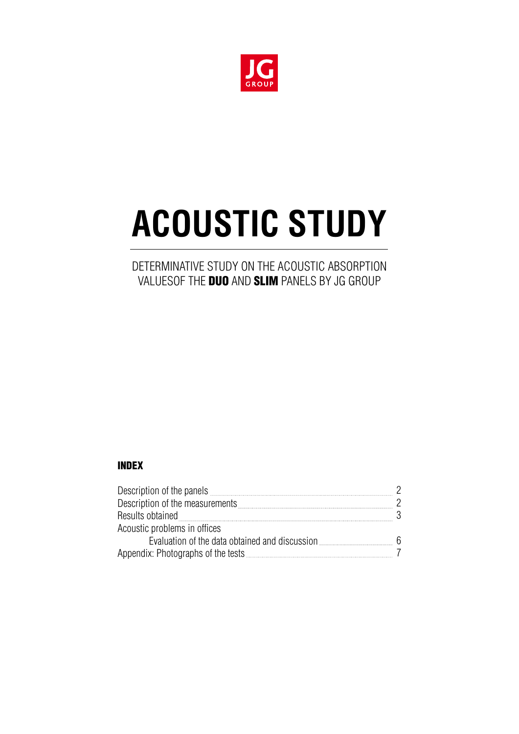JG GROUP

# ACOUSTIC STUDY

DETERMINATIVE STUDY ON THE ACOUSTIC ABSORPTION VALUESOF THE **DUO** AND **SLIM** PANELS BY JG GROUP

## INDEX

| | |
|---|---|
| Description of the panels | 2 |
| Description of the measurements | 2 |
| Results obtained | 3 |
| Acoustic problems in offices | |
| Evaluation of the data obtained and discussion | 6 |
| Appendix: Photographs of the tests | 7 |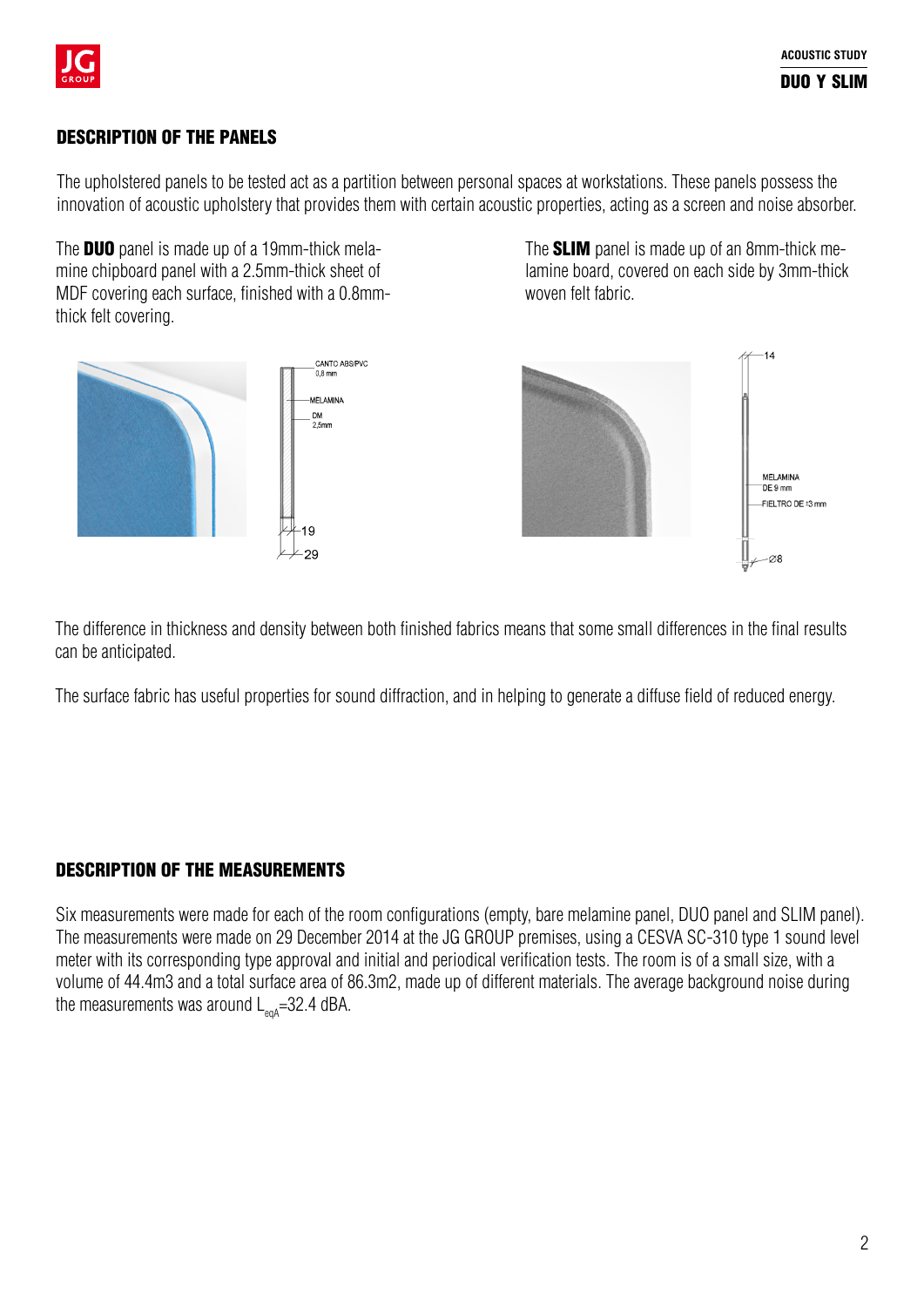## DESCRIPTION OF THE PANELS

The upholstered panels to be tested act as a partition between personal spaces at workstations. These panels possess the innovation of acoustic upholstery that provides them with certain acoustic properties, acting as a screen and noise absorber.

The **DUO** panel is made up of a 19mm-thick melamine chipboard panel with a 2.5mm-thick sheet of MDF covering each surface, finished with a 0.8mm-thick felt covering.

The **SLIM** panel is made up of an 8mm-thick melamine board, covered on each side by 3mm-thick woven felt fabric.

The difference in thickness and density between both finished fabrics means that some small differences in the final results can be anticipated.

The surface fabric has useful properties for sound diffraction, and in helping to generate a diffuse field of reduced energy.

## DESCRIPTION OF THE MEASUREMENTS

Six measurements were made for each of the room configurations (empty, bare melamine panel, DUO panel and SLIM panel). The measurements were made on 29 December 2014 at the JG GROUP premises, using a CESVA SC-310 type 1 sound level meter with its corresponding type approval and initial and periodical verification tests. The room is of a small size, with a volume of 44.4m3 and a total surface area of 86.3m2, made up of different materials. The average background noise during the measurements was around $L_{eqA}$=32.4 dBA.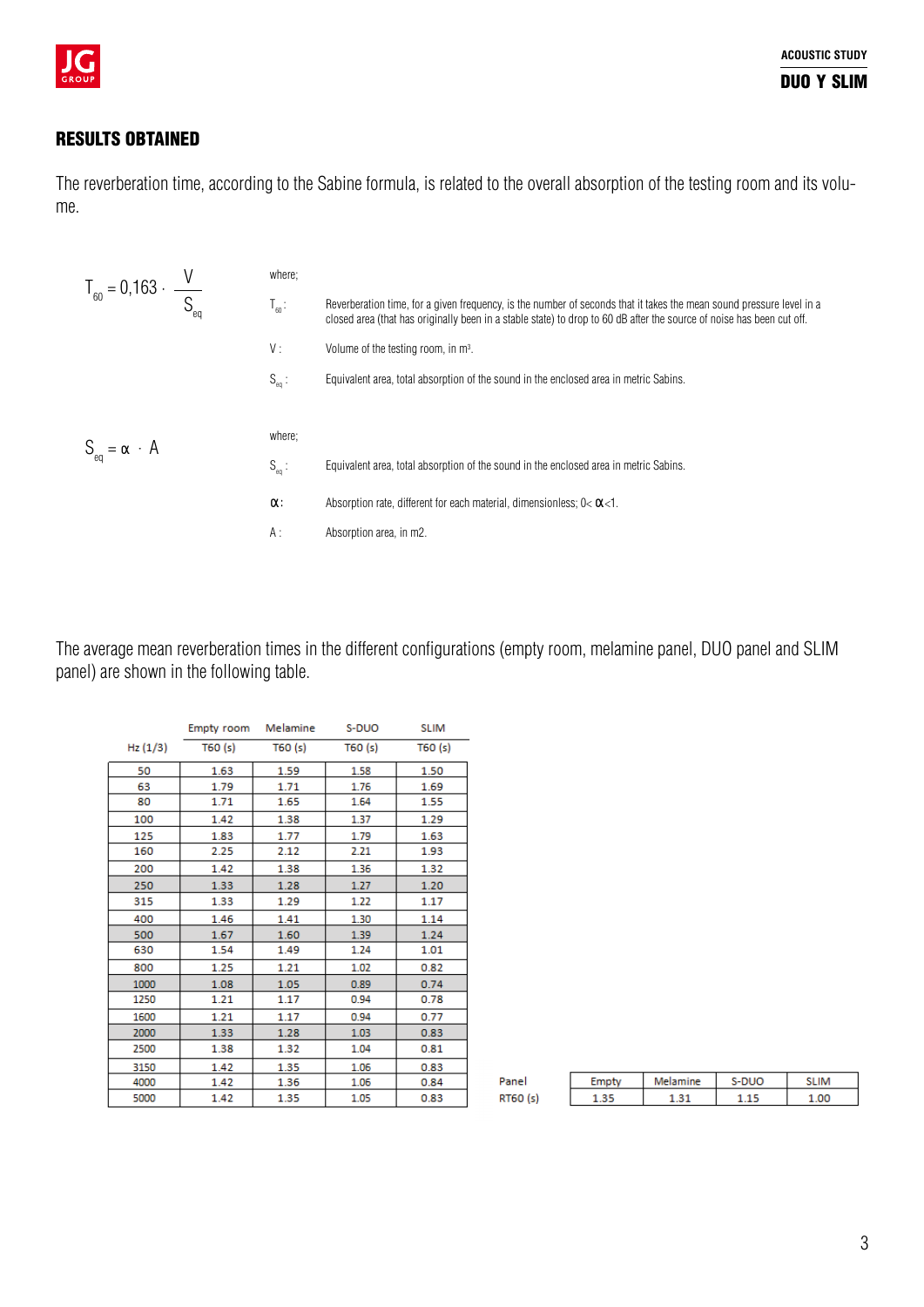## RESULTS OBTAINED

The reverberation time, according to the Sabine formula, is related to the overall absorption of the testing room and its volume.

$$T_{60} = 0{,}163 \cdot \frac{V}{S_{eq}}$$

where;

$T_{60}$ : Reverberation time, for a given frequency, is the number of seconds that it takes the mean sound pressure level in a closed area (that has originally been in a stable state) to drop to 60 dB after the source of noise has been cut off.

$V$ : Volume of the testing room, in m³.

$S_{eq}$ : Equivalent area, total absorption of the sound in the enclosed area in metric Sabins.

$$S_{eq} = \alpha \cdot A$$

where;

$S_{eq}$ : Equivalent area, total absorption of the sound in the enclosed area in metric Sabins.

$\alpha$ : Absorption rate, different for each material, dimensionless; $0 < \alpha < 1$.

$A$ : Absorption area, in m2.

The average mean reverberation times in the different configurations (empty room, melamine panel, DUO panel and SLIM panel) are shown in the following table.

| | Empty room | Melamine | S-DUO | SLIM |
|---|---|---|---|---|
| Hz (1/3) | T60 (s) | T60 (s) | T60 (s) | T60 (s) |
| 50 | 1.63 | 1.59 | 1.58 | 1.50 |
| 63 | 1.79 | 1.71 | 1.76 | 1.69 |
| 80 | 1.71 | 1.65 | 1.64 | 1.55 |
| 100 | 1.42 | 1.38 | 1.37 | 1.29 |
| 125 | 1.83 | 1.77 | 1.79 | 1.63 |
| 160 | 2.25 | 2.12 | 2.21 | 1.93 |
| 200 | 1.42 | 1.38 | 1.36 | 1.32 |
| 250 | 1.33 | 1.28 | 1.27 | 1.20 |
| 315 | 1.33 | 1.29 | 1.22 | 1.17 |
| 400 | 1.46 | 1.41 | 1.30 | 1.14 |
| 500 | 1.67 | 1.60 | 1.39 | 1.24 |
| 630 | 1.54 | 1.49 | 1.24 | 1.01 |
| 800 | 1.25 | 1.21 | 1.02 | 0.82 |
| 1000 | 1.08 | 1.05 | 0.89 | 0.74 |
| 1250 | 1.21 | 1.17 | 0.94 | 0.78 |
| 1600 | 1.21 | 1.17 | 0.94 | 0.77 |
| 2000 | 1.33 | 1.28 | 1.03 | 0.83 |
| 2500 | 1.38 | 1.32 | 1.04 | 0.81 |
| 3150 | 1.42 | 1.35 | 1.06 | 0.83 |
| 4000 | 1.42 | 1.36 | 1.06 | 0.84 |
| 5000 | 1.42 | 1.35 | 1.05 | 0.83 |

| Panel | Empty | Melamine | S-DUO | SLIM |
|---|---|---|---|---|
| RT60 (s) | 1.35 | 1.31 | 1.15 | 1.00 |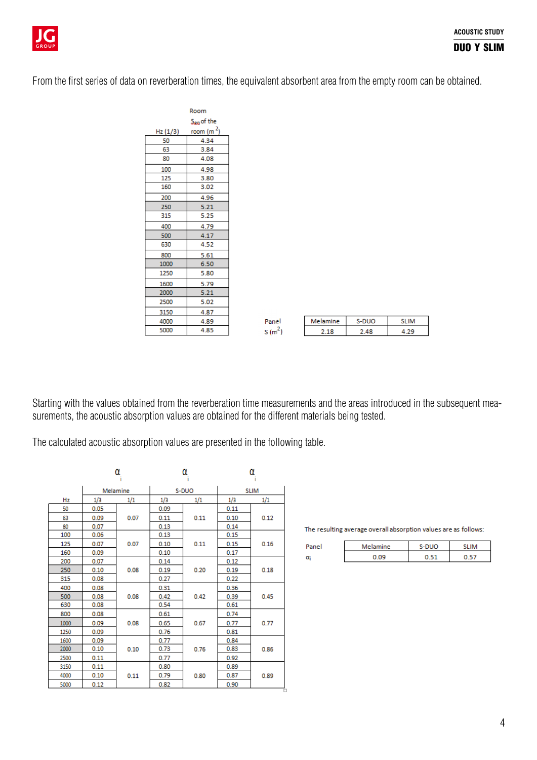From the first series of data on reverberation times, the equivalent absorbent area from the empty room can be obtained.

| Hz (1/3) | Room $S_{eq}$ of the room ($m^2$) |
|---|---|
| 50 | 4.34 |
| 63 | 3.84 |
| 80 | 4.08 |
| 100 | 4.98 |
| 125 | 3.80 |
| 160 | 3.02 |
| 200 | 4.96 |
| 250 | 5.21 |
| 315 | 5.25 |
| 400 | 4.79 |
| 500 | 4.17 |
| 630 | 4.52 |
| 800 | 5.61 |
| 1000 | 6.50 |
| 1250 | 5.80 |
| 1600 | 5.79 |
| 2000 | 5.21 |
| 2500 | 5.02 |
| 3150 | 4.87 |
| 4000 | 4.89 |
| 5000 | 4.85 |

| Panel | Melamine | S-DUO | SLIM |
|---|---|---|---|
| S ($m^2$) | 2.18 | 2.48 | 4.29 |

Starting with the values obtained from the reverberation time measurements and the areas introduced in the subsequent measurements, the acoustic absorption values are obtained for the different materials being tested.

The calculated acoustic absorption values are presented in the following table.

| | $\alpha_i$ Melamine | | $\alpha_i$ S-DUO | | $\alpha_i$ SLIM | |
|---|---|---|---|---|---|---|
| Hz | 1/3 | 1/1 | 1/3 | 1/1 | 1/3 | 1/1 |
| 50 | 0.05 | | 0.09 | | 0.11 | |
| 63 | 0.09 | 0.07 | 0.11 | 0.11 | 0.10 | 0.12 |
| 80 | 0.07 | | 0.13 | | 0.14 | |
| 100 | 0.06 | | 0.13 | | 0.15 | |
| 125 | 0.07 | 0.07 | 0.10 | 0.11 | 0.15 | 0.16 |
| 160 | 0.09 | | 0.10 | | 0.17 | |
| 200 | 0.07 | | 0.14 | | 0.12 | |
| 250 | 0.10 | 0.08 | 0.19 | 0.20 | 0.19 | 0.18 |
| 315 | 0.08 | | 0.27 | | 0.22 | |
| 400 | 0.08 | | 0.31 | | 0.36 | |
| 500 | 0.08 | 0.08 | 0.42 | 0.42 | 0.39 | 0.45 |
| 630 | 0.08 | | 0.54 | | 0.61 | |
| 800 | 0.08 | | 0.61 | | 0.74 | |
| 1000 | 0.09 | 0.08 | 0.65 | 0.67 | 0.77 | 0.77 |
| 1250 | 0.09 | | 0.76 | | 0.81 | |
| 1600 | 0.09 | | 0.77 | | 0.84 | |
| 2000 | 0.10 | 0.10 | 0.73 | 0.76 | 0.83 | 0.86 |
| 2500 | 0.11 | | 0.77 | | 0.92 | |
| 3150 | 0.11 | | 0.80 | | 0.89 | |
| 4000 | 0.10 | 0.11 | 0.79 | 0.80 | 0.87 | 0.89 |
| 5000 | 0.12 | | 0.82 | | 0.90 | |

The resulting average overall absorption values are as follows:

| Panel | Melamine | S-DUO | SLIM |
|---|---|---|---|
| $\alpha_i$ | 0.09 | 0.51 | 0.57 |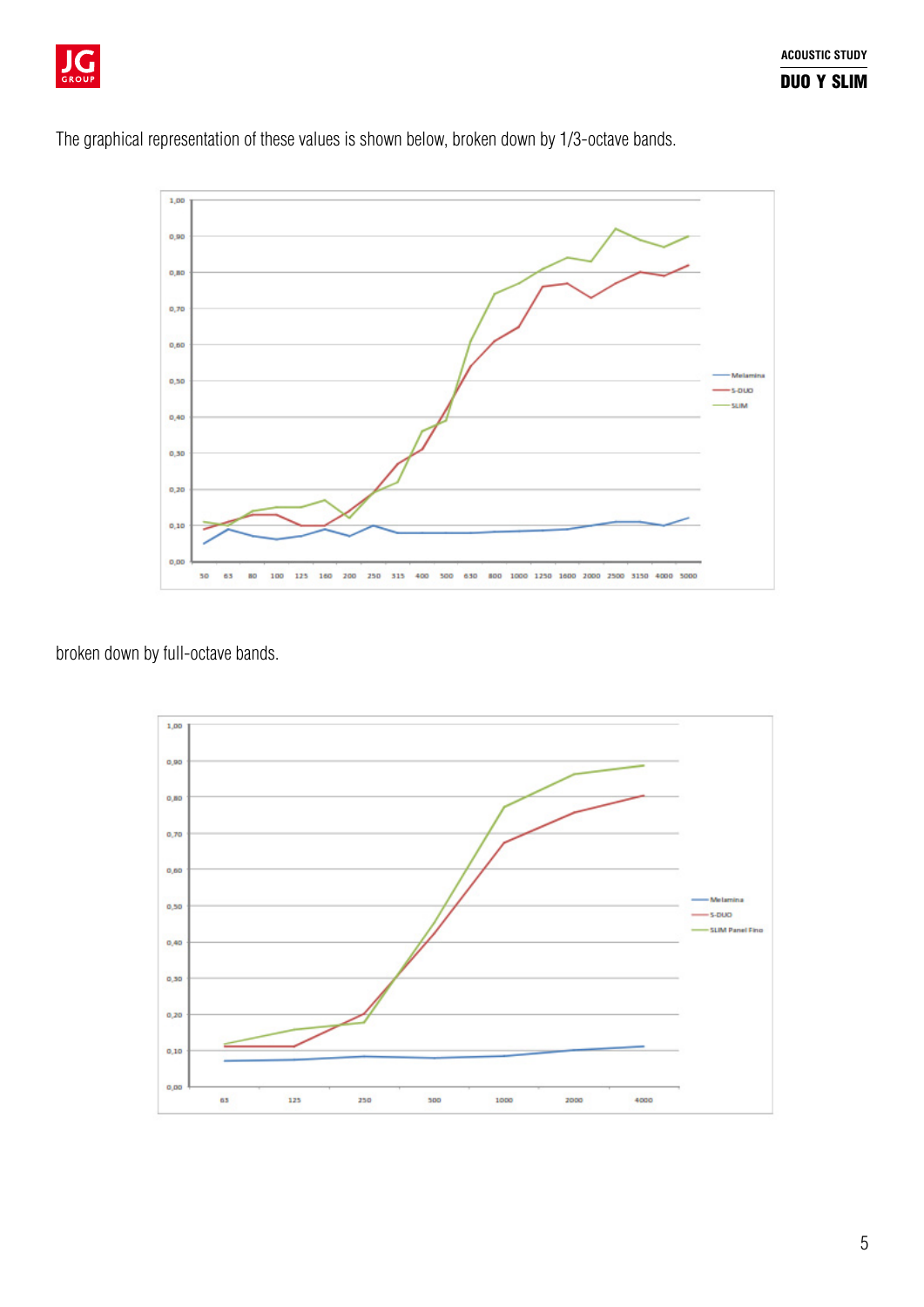The graphical representation of these values is shown below, broken down by 1/3-octave bands.

broken down by full-octave bands.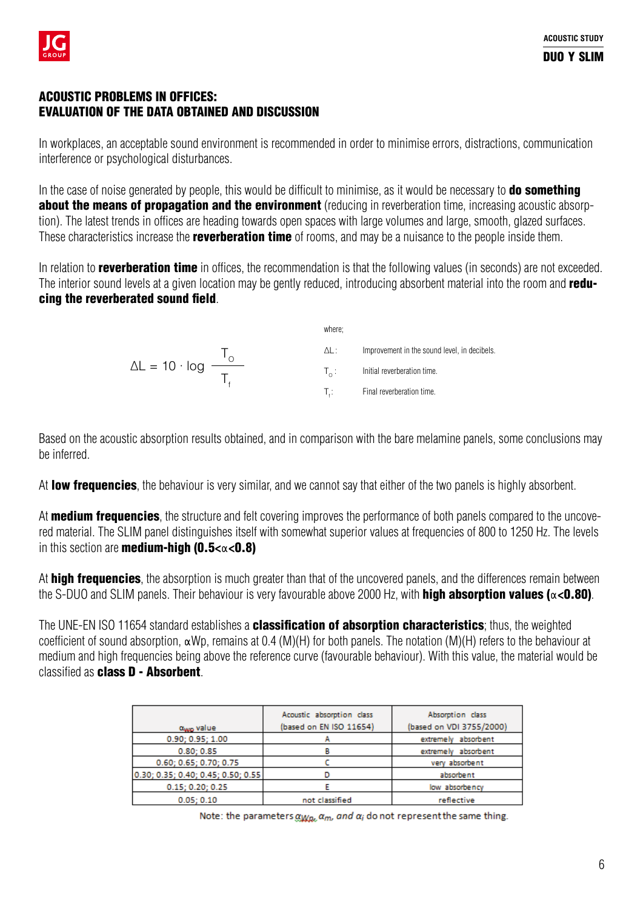## ACOUSTIC PROBLEMS IN OFFICES: EVALUATION OF THE DATA OBTAINED AND DISCUSSION

In workplaces, an acceptable sound environment is recommended in order to minimise errors, distractions, communication interference or psychological disturbances.

In the case of noise generated by people, this would be difficult to minimise, as it would be necessary to **do something about the means of propagation and the environment** (reducing in reverberation time, increasing acoustic absorption). The latest trends in offices are heading towards open spaces with large volumes and large, smooth, glazed surfaces. These characteristics increase the **reverberation time** of rooms, and may be a nuisance to the people inside them.

In relation to **reverberation time** in offices, the recommendation is that the following values (in seconds) are not exceeded. The interior sound levels at a given location may be gently reduced, introducing absorbent material into the room and **reducing the reverberated sound field**.

$$\Delta L = 10 \cdot \log \frac{T_O}{T_f}$$

where;

$\Delta L$: Improvement in the sound level, in decibels.

$T_o$: Initial reverberation time.

$T_f$: Final reverberation time.

Based on the acoustic absorption results obtained, and in comparison with the bare melamine panels, some conclusions may be inferred.

At **low frequencies**, the behaviour is very similar, and we cannot say that either of the two panels is highly absorbent.

At **medium frequencies**, the structure and felt covering improves the performance of both panels compared to the uncovered material. The SLIM panel distinguishes itself with somewhat superior values at frequencies of 800 to 1250 Hz. The levels in this section are **medium-high ($0.5<\alpha<0.8$)**

At **high frequencies**, the absorption is much greater than that of the uncovered panels, and the differences remain between the S-DUO and SLIM panels. Their behaviour is very favourable above 2000 Hz, with **high absorption values ($\alpha<0.80$)**.

The UNE-EN ISO 11654 standard establishes a **classification of absorption characteristics**; thus, the weighted coefficient of sound absorption, $\alpha$Wp, remains at 0.4 (M)(H) for both panels. The notation (M)(H) refers to the behaviour at medium and high frequencies being above the reference curve (favourable behaviour). With this value, the material would be classified as **class D - Absorbent**.

| $\alpha_{Wp}$ value | Acoustic absorption class (based on EN ISO 11654) | Absorption class (based on VDI 3755/2000) |
|---|---|---|
| 0.90; 0.95; 1.00 | A | extremely absorbent |
| 0.80; 0.85 | B | extremely absorbent |
| 0.60; 0.65; 0.70; 0.75 | C | very absorbent |
| 0.30; 0.35; 0.40; 0.45; 0.50; 0.55 | D | absorbent |
| 0.15; 0.20; 0.25 | E | low absorbency |
| 0.05; 0.10 | not classified | reflective |

Note: the parameters $\alpha_{Wp}$, $\alpha_m$, and $\alpha_i$ do not represent the same thing.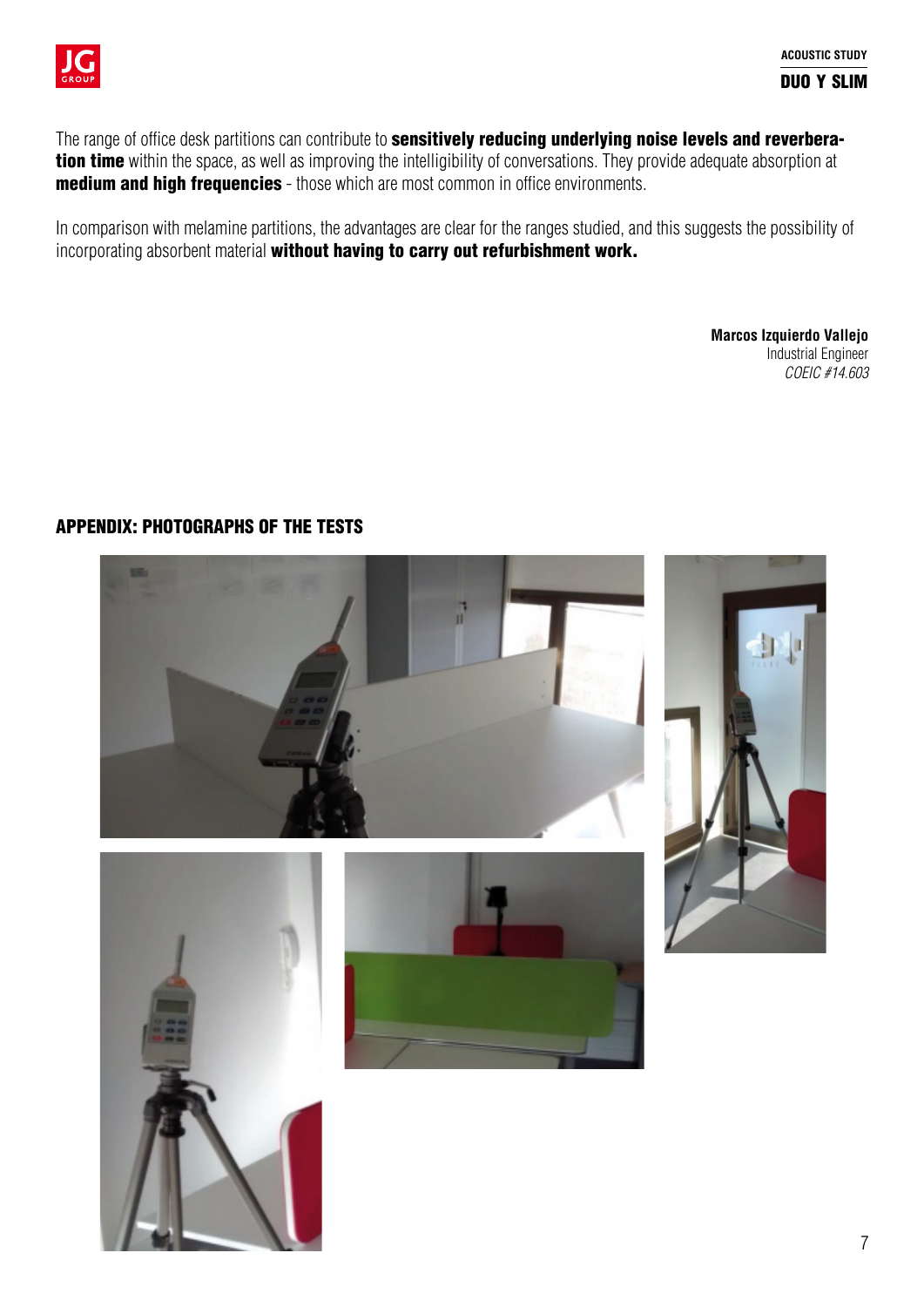The range of office desk partitions can contribute to **sensitively reducing underlying noise levels and reverberation time** within the space, as well as improving the intelligibility of conversations. They provide adequate absorption at **medium and high frequencies** - those which are most common in office environments.

In comparison with melamine partitions, the advantages are clear for the ranges studied, and this suggests the possibility of incorporating absorbent material **without having to carry out refurbishment work.**

**Marcos Izquierdo Vallejo**
Industrial Engineer
*COEIC #14.603*

## APPENDIX: PHOTOGRAPHS OF THE TESTS